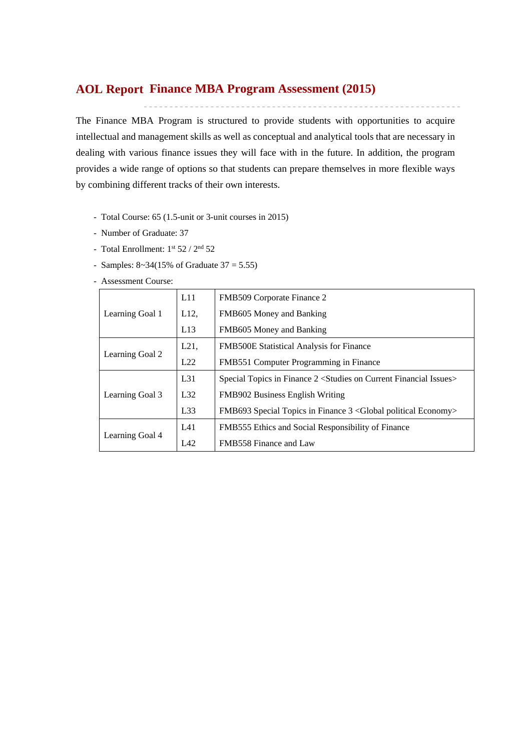# AOL Report Finance MBA Program Assessment (2015)

The Finance MBA Program is structured to provide students with opportunities to acquire intellectual and management skills as well as conceptual and analytical tools that are necessary in dealing with various finance issues they will face with in the future. In addition, the program provides a wide range of options so that students can prepare themselves in more flexible ways by combining different tracks of their own interests.

- Total Course: 65 (1.5-unit or 3-unit courses in 2015)
- Number of Graduate: 37
- Total Enrollment: 1st 52 / 2nd 52
- Samples: 8~34(15% of Graduate 37 = 5.55)
- Assessment Course:

| | | |
|---|---|---|
| Learning Goal 1 | L11 | FMB509 Corporate Finance 2 |
| | L12, | FMB605 Money and Banking |
| | L13 | FMB605 Money and Banking |
| Learning Goal 2 | L21, | FMB500E Statistical Analysis for Finance |
| | L22 | FMB551 Computer Programming in Finance |
| Learning Goal 3 | L31 | Special Topics in Finance 2 <Studies on Current Financial Issues> |
| | L32 | FMB902 Business English Writing |
| | L33 | FMB693 Special Topics in Finance 3 <Global political Economy> |
| Learning Goal 4 | L41 | FMB555 Ethics and Social Responsibility of Finance |
| | L42 | FMB558 Finance and Law |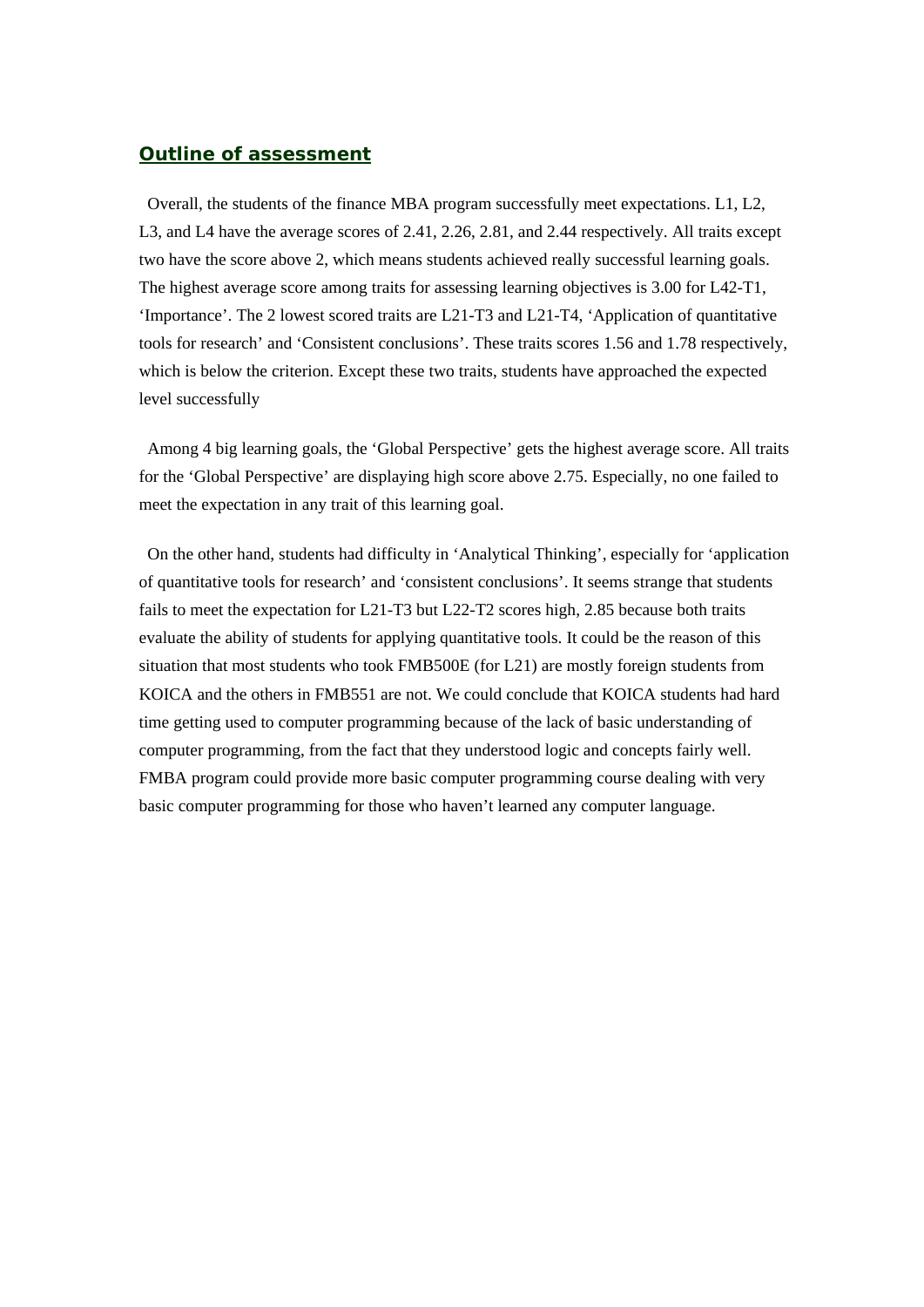## Outline of assessment

Overall, the students of the finance MBA program successfully meet expectations. L1, L2, L3, and L4 have the average scores of 2.41, 2.26, 2.81, and 2.44 respectively. All traits except two have the score above 2, which means students achieved really successful learning goals. The highest average score among traits for assessing learning objectives is 3.00 for L42-T1, 'Importance'. The 2 lowest scored traits are L21-T3 and L21-T4, 'Application of quantitative tools for research' and 'Consistent conclusions'. These traits scores 1.56 and 1.78 respectively, which is below the criterion. Except these two traits, students have approached the expected level successfully

Among 4 big learning goals, the 'Global Perspective' gets the highest average score. All traits for the 'Global Perspective' are displaying high score above 2.75. Especially, no one failed to meet the expectation in any trait of this learning goal.

On the other hand, students had difficulty in 'Analytical Thinking', especially for 'application of quantitative tools for research' and 'consistent conclusions'. It seems strange that students fails to meet the expectation for L21-T3 but L22-T2 scores high, 2.85 because both traits evaluate the ability of students for applying quantitative tools. It could be the reason of this situation that most students who took FMB500E (for L21) are mostly foreign students from KOICA and the others in FMB551 are not. We could conclude that KOICA students had hard time getting used to computer programming because of the lack of basic understanding of computer programming, from the fact that they understood logic and concepts fairly well. FMBA program could provide more basic computer programming course dealing with very basic computer programming for those who haven't learned any computer language.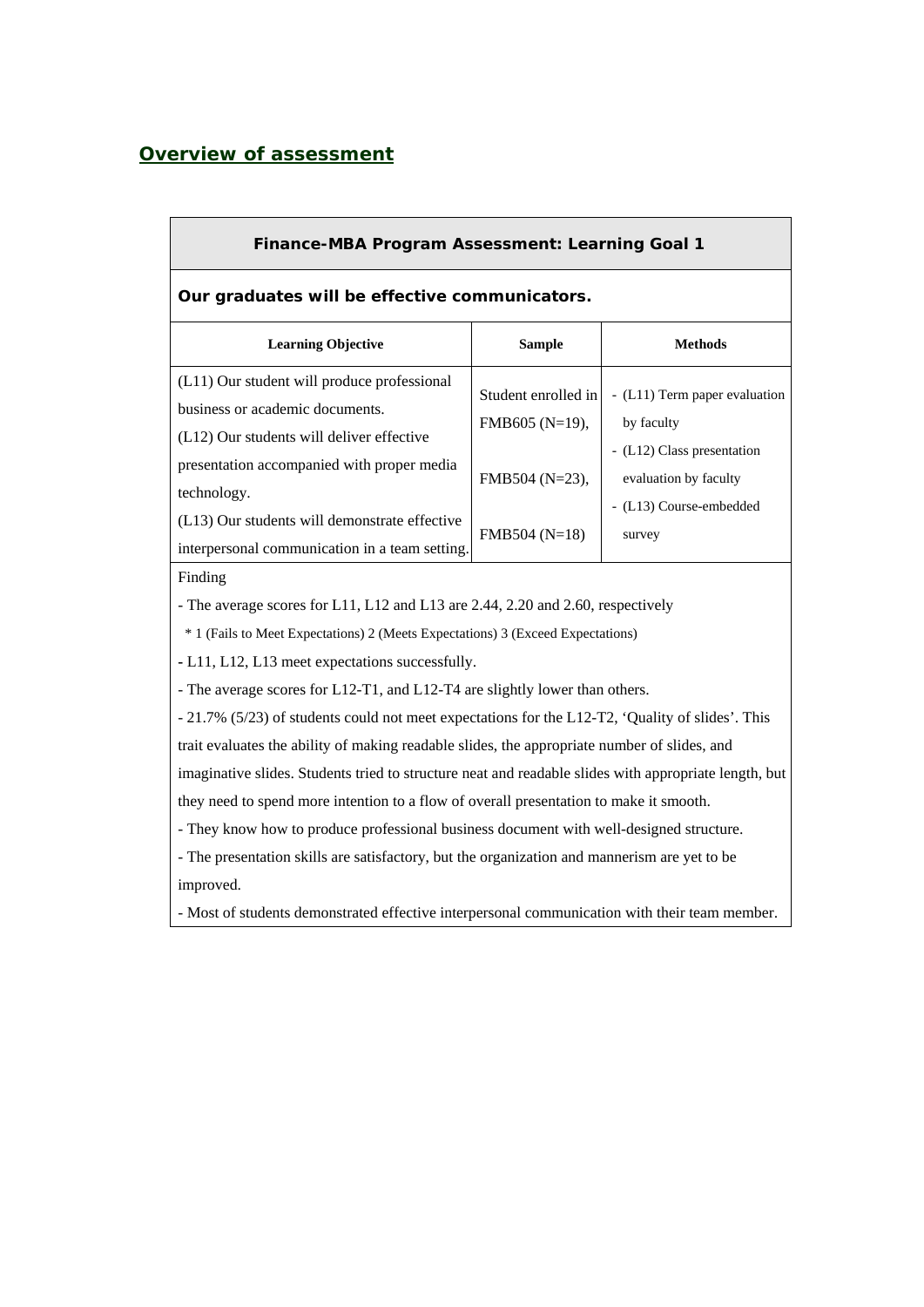## Overview of assessment

| Finance-MBA Program Assessment: Learning Goal 1 | | |
|---|---|---|
| **Our graduates will be effective communicators.** | | |
| **Learning Objective** | **Sample** | **Methods** |
| (L11) Our student will produce professional business or academic documents.<br>(L12) Our students will deliver effective presentation accompanied with proper media technology.<br>(L13) Our students will demonstrate effective interpersonal communication in a team setting. | Student enrolled in FMB605 (N=19),<br><br>FMB504 (N=23),<br><br>FMB504 (N=18) | - (L11) Term paper evaluation by faculty<br>- (L12) Class presentation evaluation by faculty<br>- (L13) Course-embedded survey |

Finding

- The average scores for L11, L12 and L13 are 2.44, 2.20 and 2.60, respectively
  * 1 (Fails to Meet Expectations) 2 (Meets Expectations) 3 (Exceed Expectations)
- L11, L12, L13 meet expectations successfully.
- The average scores for L12-T1, and L12-T4 are slightly lower than others.
- 21.7% (5/23) of students could not meet expectations for the L12-T2, 'Quality of slides'. This trait evaluates the ability of making readable slides, the appropriate number of slides, and imaginative slides. Students tried to structure neat and readable slides with appropriate length, but they need to spend more intention to a flow of overall presentation to make it smooth.
- They know how to produce professional business document with well-designed structure.
- The presentation skills are satisfactory, but the organization and mannerism are yet to be improved.
- Most of students demonstrated effective interpersonal communication with their team member.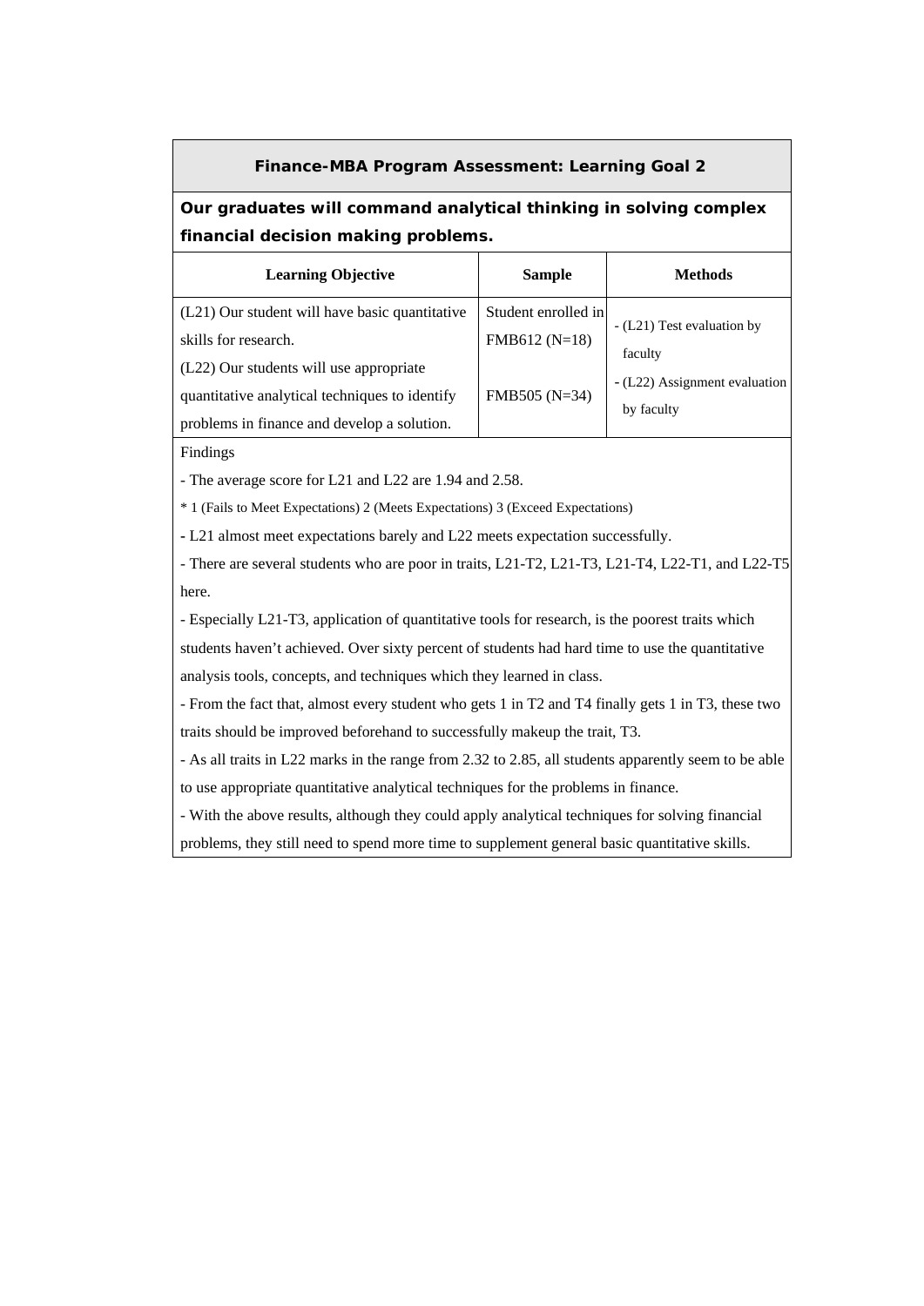## Finance-MBA Program Assessment: Learning Goal 2

**Our graduates will command analytical thinking in solving complex financial decision making problems.**

| Learning Objective | Sample | Methods |
|---|---|---|
| (L21) Our student will have basic quantitative skills for research.<br>(L22) Our students will use appropriate quantitative analytical techniques to identify problems in finance and develop a solution. | Student enrolled in FMB612 (N=18)<br><br>FMB505 (N=34) | - (L21) Test evaluation by faculty<br>- (L22) Assignment evaluation by faculty |

Findings

- The average score for L21 and L22 are 1.94 and 2.58.

\* 1 (Fails to Meet Expectations) 2 (Meets Expectations) 3 (Exceed Expectations)

- L21 almost meet expectations barely and L22 meets expectation successfully.
- There are several students who are poor in traits, L21-T2, L21-T3, L21-T4, L22-T1, and L22-T5 here.
- Especially L21-T3, application of quantitative tools for research, is the poorest traits which students haven't achieved. Over sixty percent of students had hard time to use the quantitative analysis tools, concepts, and techniques which they learned in class.
- From the fact that, almost every student who gets 1 in T2 and T4 finally gets 1 in T3, these two traits should be improved beforehand to successfully makeup the trait, T3.
- As all traits in L22 marks in the range from 2.32 to 2.85, all students apparently seem to be able to use appropriate quantitative analytical techniques for the problems in finance.
- With the above results, although they could apply analytical techniques for solving financial problems, they still need to spend more time to supplement general basic quantitative skills.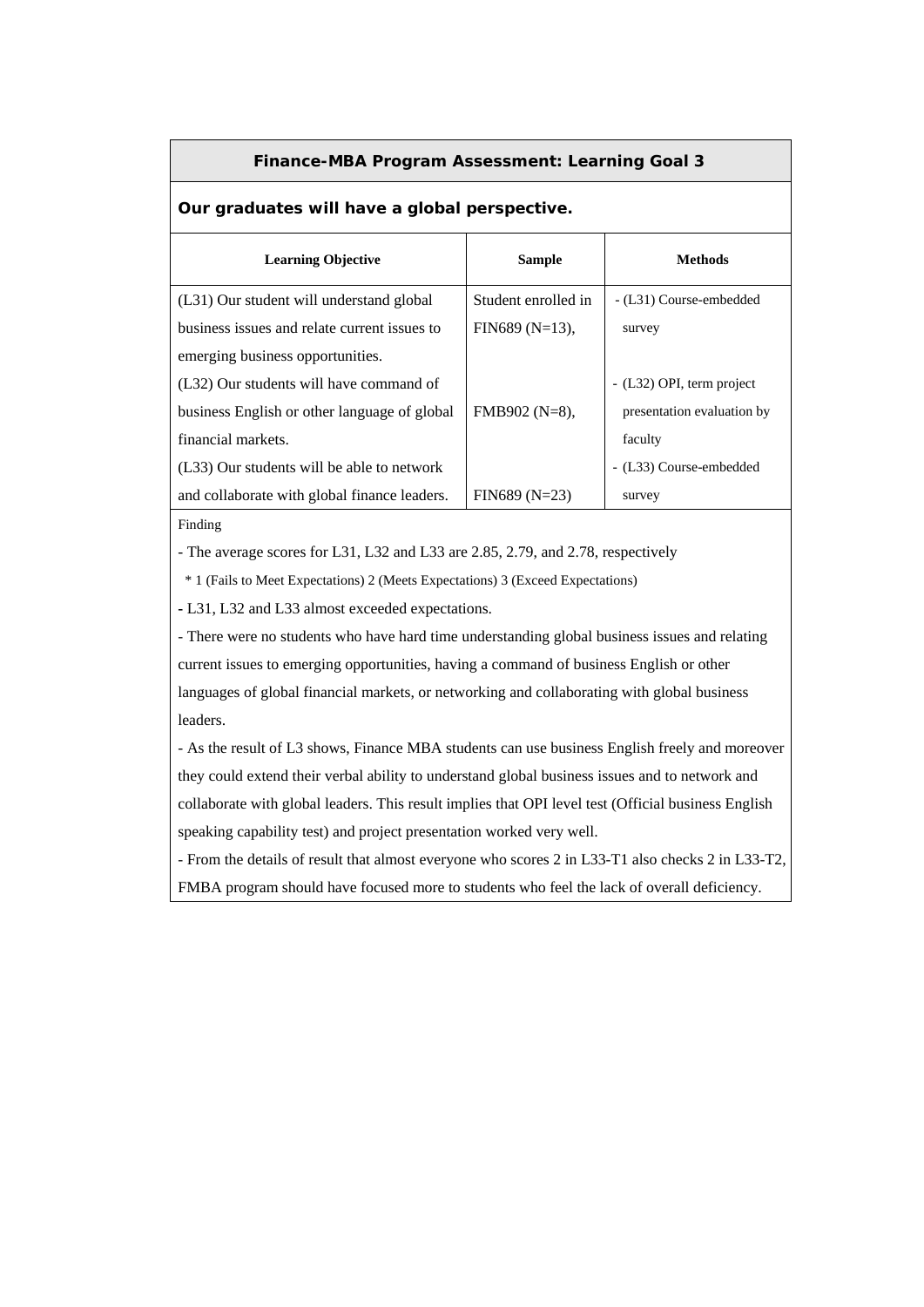**Finance-MBA Program Assessment: Learning Goal 3**

**Our graduates will have a global perspective.**

| Learning Objective | Sample | Methods |
|---|---|---|
| (L31) Our student will understand global business issues and relate current issues to emerging business opportunities. | Student enrolled in FIN689 (N=13), | - (L31) Course-embedded survey |
| (L32) Our students will have command of business English or other language of global financial markets. | FMB902 (N=8), | - (L32) OPI, term project presentation evaluation by faculty |
| (L33) Our students will be able to network and collaborate with global finance leaders. | FIN689 (N=23) | - (L33) Course-embedded survey |

Finding

- The average scores for L31, L32 and L33 are 2.85, 2.79, and 2.78, respectively

  * 1 (Fails to Meet Expectations) 2 (Meets Expectations) 3 (Exceed Expectations)

- L31, L32 and L33 almost exceeded expectations.
- There were no students who have hard time understanding global business issues and relating current issues to emerging opportunities, having a command of business English or other languages of global financial markets, or networking and collaborating with global business leaders.
- As the result of L3 shows, Finance MBA students can use business English freely and moreover they could extend their verbal ability to understand global business issues and to network and collaborate with global leaders. This result implies that OPI level test (Official business English speaking capability test) and project presentation worked very well.
- From the details of result that almost everyone who scores 2 in L33-T1 also checks 2 in L33-T2, FMBA program should have focused more to students who feel the lack of overall deficiency.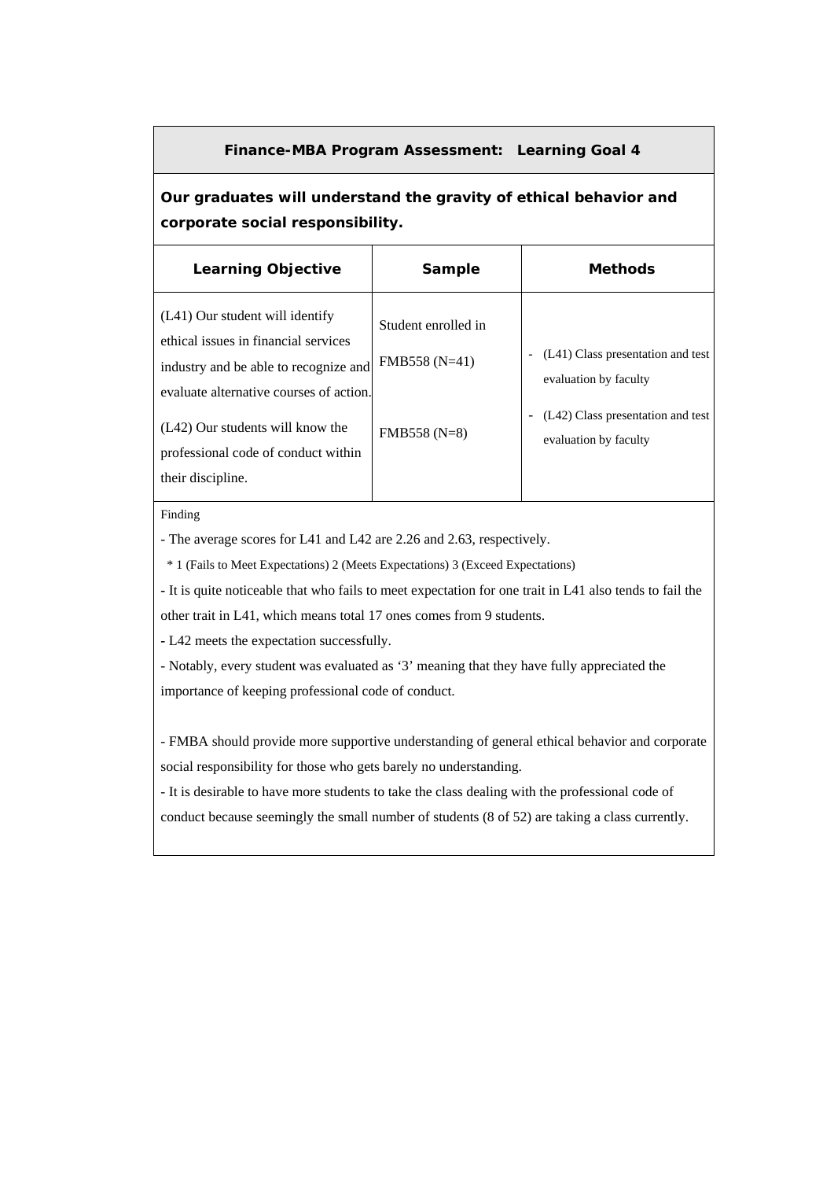**Finance-MBA Program Assessment: Learning Goal 4**

**Our graduates will understand the gravity of ethical behavior and corporate social responsibility.**

| Learning Objective | Sample | Methods |
|---|---|---|
| (L41) Our student will identify ethical issues in financial services industry and be able to recognize and evaluate alternative courses of action. | Student enrolled in FMB558 (N=41) | - (L41) Class presentation and test evaluation by faculty |
| (L42) Our students will know the professional code of conduct within their discipline. | FMB558 (N=8) | - (L42) Class presentation and test evaluation by faculty |

Finding

- The average scores for L41 and L42 are 2.26 and 2.63, respectively.

  * 1 (Fails to Meet Expectations) 2 (Meets Expectations) 3 (Exceed Expectations)

- It is quite noticeable that who fails to meet expectation for one trait in L41 also tends to fail the other trait in L41, which means total 17 ones comes from 9 students.

- L42 meets the expectation successfully.

- Notably, every student was evaluated as '3' meaning that they have fully appreciated the importance of keeping professional code of conduct.

- FMBA should provide more supportive understanding of general ethical behavior and corporate social responsibility for those who gets barely no understanding.

- It is desirable to have more students to take the class dealing with the professional code of conduct because seemingly the small number of students (8 of 52) are taking a class currently.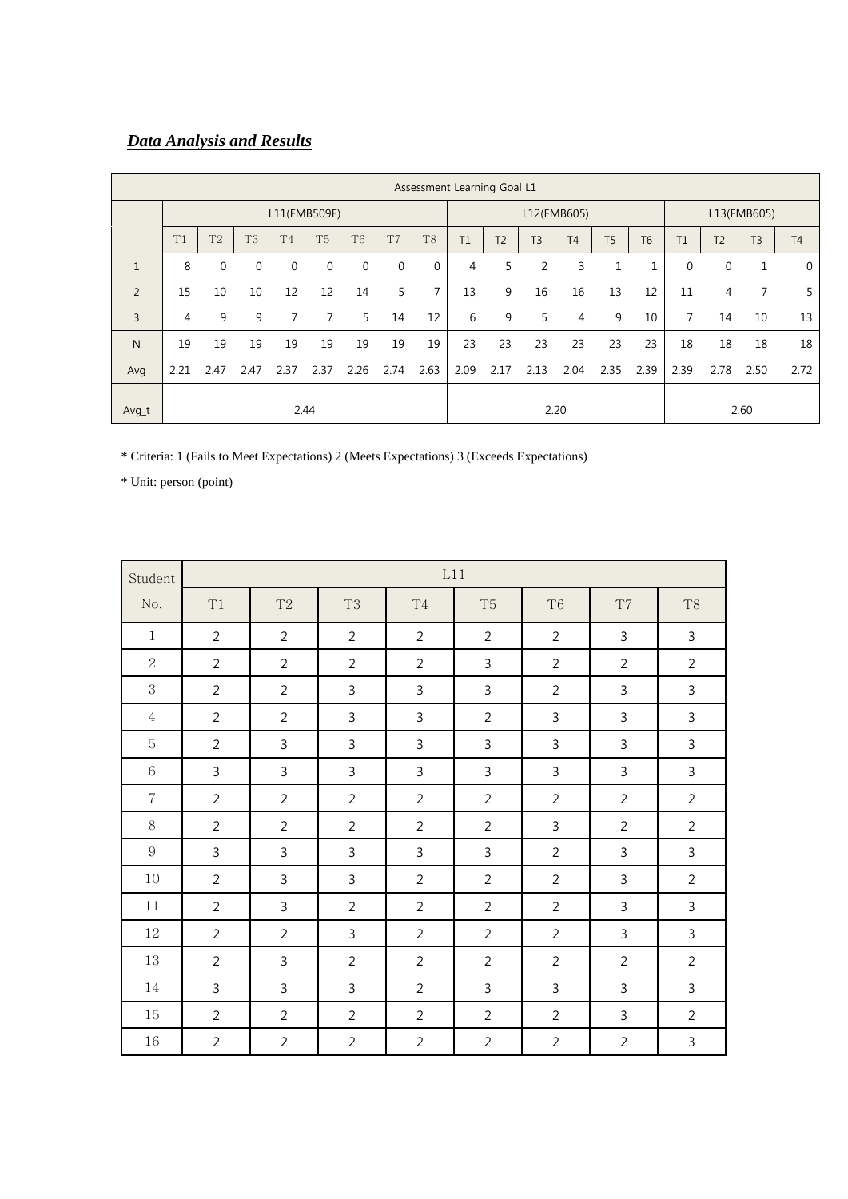***Data Analysis and Results***

| Assessment Learning Goal L1 | | | | | | | | | | | | | | | | | | | |
|---|---|---|---|---|---|---|---|---|---|---|---|---|---|---|---|---|---|---|---|
| | L11(FMB509E) | | | | | | | | L12(FMB605) | | | | | | L13(FMB605) | | | |
| | T1 | T2 | T3 | T4 | T5 | T6 | T7 | T8 | T1 | T2 | T3 | T4 | T5 | T6 | T1 | T2 | T3 | T4 |
| 1 | 8 | 0 | 0 | 0 | 0 | 0 | 0 | 0 | 4 | 5 | 2 | 3 | 1 | 1 | 0 | 0 | 1 | 0 |
| 2 | 15 | 10 | 10 | 12 | 12 | 14 | 5 | 7 | 13 | 9 | 16 | 16 | 13 | 12 | 11 | 4 | 7 | 5 |
| 3 | 4 | 9 | 9 | 7 | 7 | 5 | 14 | 12 | 6 | 9 | 5 | 4 | 9 | 10 | 7 | 14 | 10 | 13 |
| N | 19 | 19 | 19 | 19 | 19 | 19 | 19 | 19 | 23 | 23 | 23 | 23 | 23 | 23 | 18 | 18 | 18 | 18 |
| Avg | 2.21 | 2.47 | 2.47 | 2.37 | 2.37 | 2.26 | 2.74 | 2.63 | 2.09 | 2.17 | 2.13 | 2.04 | 2.35 | 2.39 | 2.39 | 2.78 | 2.50 | 2.72 |
| Avg_t | 2.44 | | | | | | | | 2.20 | | | | | | 2.60 | | | |

\* Criteria: 1 (Fails to Meet Expectations) 2 (Meets Expectations) 3 (Exceeds Expectations)

\* Unit: person (point)

| Student No. | L11 | | | | | | | |
|---|---|---|---|---|---|---|---|---|
| | T1 | T2 | T3 | T4 | T5 | T6 | T7 | T8 |
| 1 | 2 | 2 | 2 | 2 | 2 | 2 | 3 | 3 |
| 2 | 2 | 2 | 2 | 2 | 3 | 2 | 2 | 2 |
| 3 | 2 | 2 | 3 | 3 | 3 | 2 | 3 | 3 |
| 4 | 2 | 2 | 3 | 3 | 2 | 3 | 3 | 3 |
| 5 | 2 | 3 | 3 | 3 | 3 | 3 | 3 | 3 |
| 6 | 3 | 3 | 3 | 3 | 3 | 3 | 3 | 3 |
| 7 | 2 | 2 | 2 | 2 | 2 | 2 | 2 | 2 |
| 8 | 2 | 2 | 2 | 2 | 2 | 3 | 2 | 2 |
| 9 | 3 | 3 | 3 | 3 | 3 | 2 | 3 | 3 |
| 10 | 2 | 3 | 3 | 2 | 2 | 2 | 3 | 2 |
| 11 | 2 | 3 | 2 | 2 | 2 | 2 | 3 | 3 |
| 12 | 2 | 2 | 3 | 2 | 2 | 2 | 3 | 3 |
| 13 | 2 | 3 | 2 | 2 | 2 | 2 | 2 | 2 |
| 14 | 3 | 3 | 3 | 2 | 3 | 3 | 3 | 3 |
| 15 | 2 | 2 | 2 | 2 | 2 | 2 | 3 | 2 |
| 16 | 2 | 2 | 2 | 2 | 2 | 2 | 2 | 3 |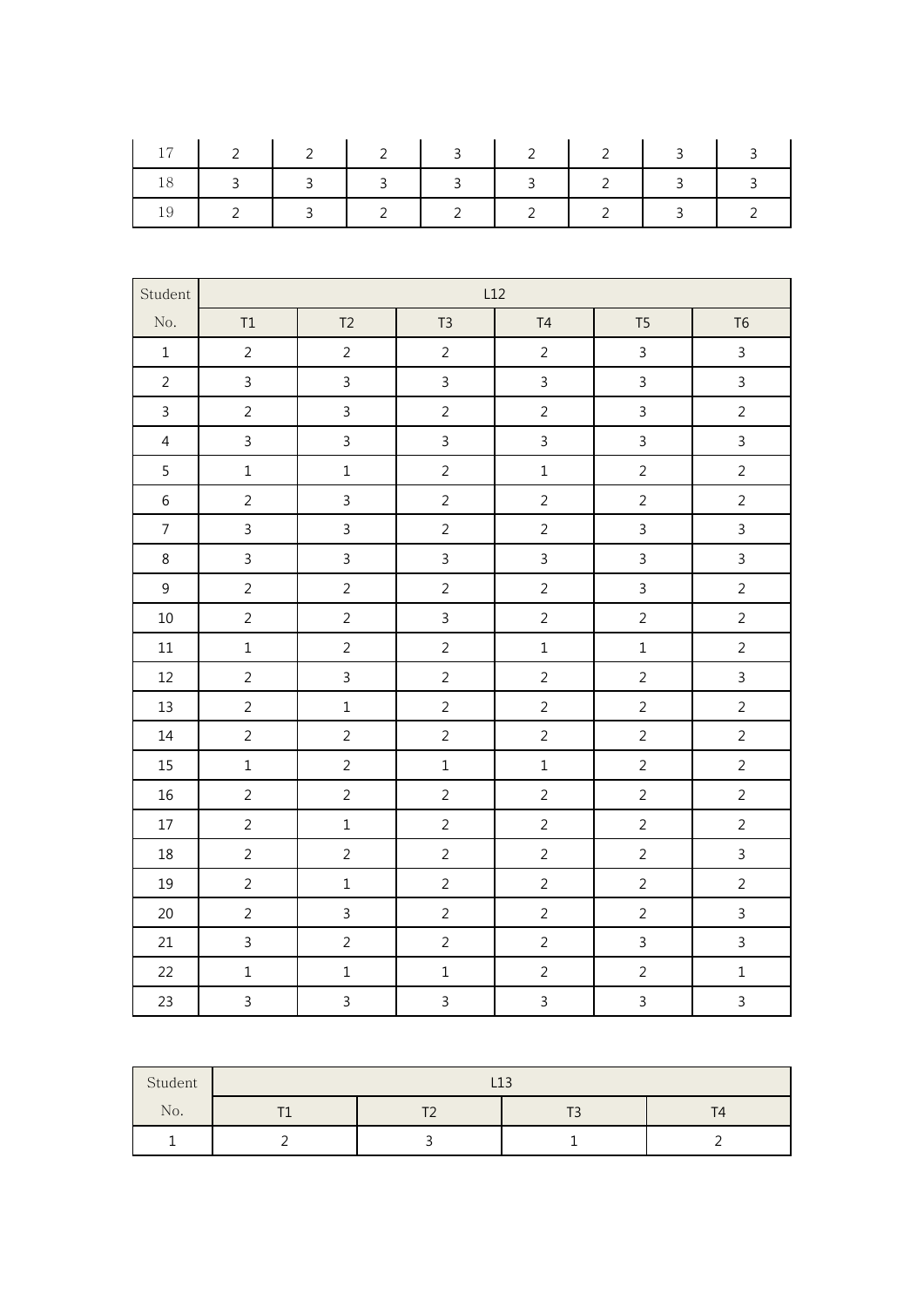| | | | | | | | | |
|---|---|---|---|---|---|---|---|---|
| 17 | 2 | 2 | 2 | 3 | 2 | 2 | 3 | 3 |
| 18 | 3 | 3 | 3 | 3 | 3 | 2 | 3 | 3 |
| 19 | 2 | 3 | 2 | 2 | 2 | 2 | 3 | 2 |

| Student No. | L12 | | | | | |
|---|---|---|---|---|---|---|
| | T1 | T2 | T3 | T4 | T5 | T6 |
| 1 | 2 | 2 | 2 | 2 | 3 | 3 |
| 2 | 3 | 3 | 3 | 3 | 3 | 3 |
| 3 | 2 | 3 | 2 | 2 | 3 | 2 |
| 4 | 3 | 3 | 3 | 3 | 3 | 3 |
| 5 | 1 | 1 | 2 | 1 | 2 | 2 |
| 6 | 2 | 3 | 2 | 2 | 2 | 2 |
| 7 | 3 | 3 | 2 | 2 | 3 | 3 |
| 8 | 3 | 3 | 3 | 3 | 3 | 3 |
| 9 | 2 | 2 | 2 | 2 | 3 | 2 |
| 10 | 2 | 2 | 3 | 2 | 2 | 2 |
| 11 | 1 | 2 | 2 | 1 | 1 | 2 |
| 12 | 2 | 3 | 2 | 2 | 2 | 3 |
| 13 | 2 | 1 | 2 | 2 | 2 | 2 |
| 14 | 2 | 2 | 2 | 2 | 2 | 2 |
| 15 | 1 | 2 | 1 | 1 | 2 | 2 |
| 16 | 2 | 2 | 2 | 2 | 2 | 2 |
| 17 | 2 | 1 | 2 | 2 | 2 | 2 |
| 18 | 2 | 2 | 2 | 2 | 2 | 3 |
| 19 | 2 | 1 | 2 | 2 | 2 | 2 |
| 20 | 2 | 3 | 2 | 2 | 2 | 3 |
| 21 | 3 | 2 | 2 | 2 | 3 | 3 |
| 22 | 1 | 1 | 1 | 2 | 2 | 1 |
| 23 | 3 | 3 | 3 | 3 | 3 | 3 |

| Student No. | L13 | | | |
|---|---|---|---|---|
| | T1 | T2 | T3 | T4 |
| 1 | 2 | 3 | 1 | 2 |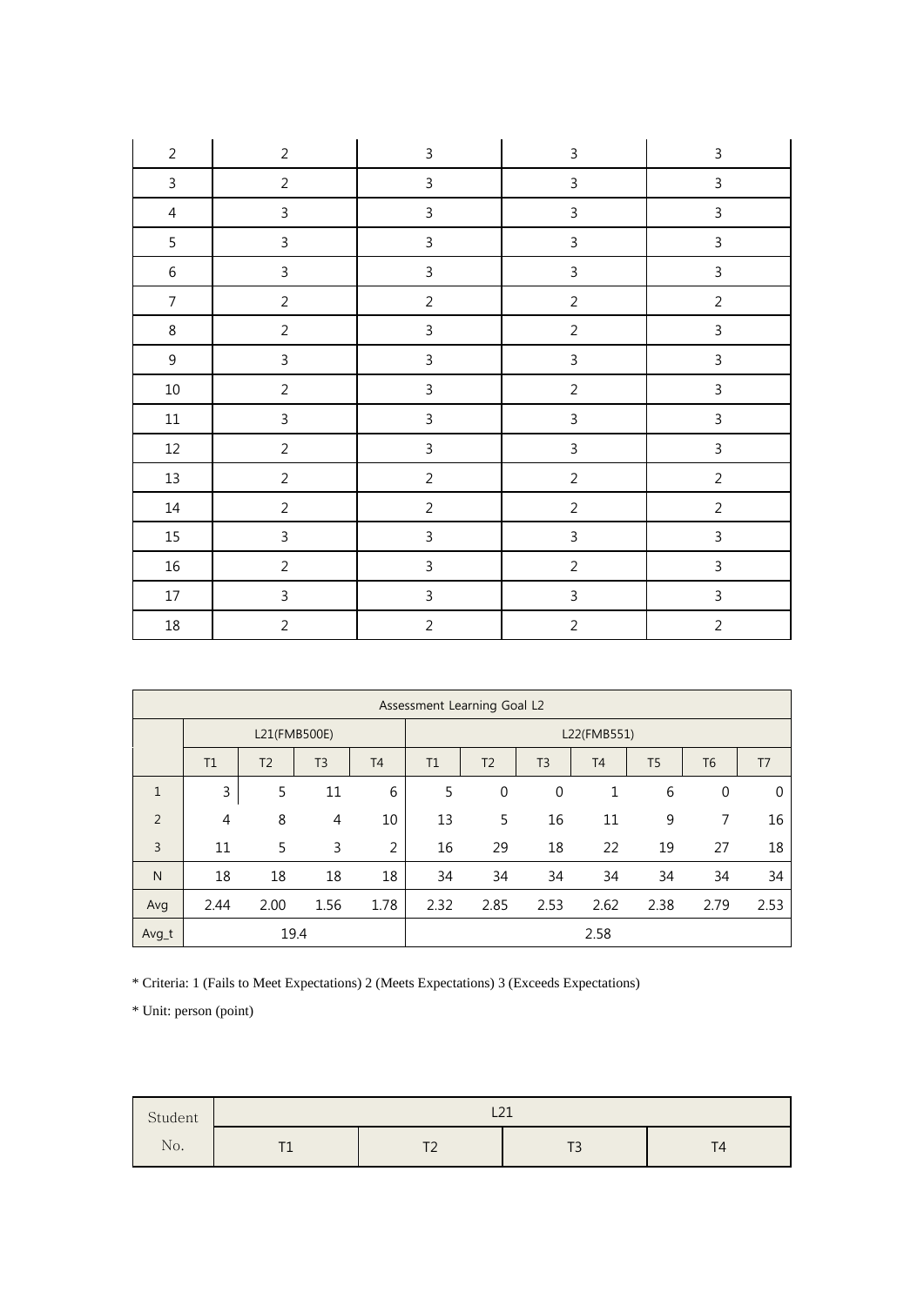| | | | | |
|---|---|---|---|---|
| 2 | 2 | 3 | 3 | 3 |
| 3 | 2 | 3 | 3 | 3 |
| 4 | 3 | 3 | 3 | 3 |
| 5 | 3 | 3 | 3 | 3 |
| 6 | 3 | 3 | 3 | 3 |
| 7 | 2 | 2 | 2 | 2 |
| 8 | 2 | 3 | 2 | 3 |
| 9 | 3 | 3 | 3 | 3 |
| 10 | 2 | 3 | 2 | 3 |
| 11 | 3 | 3 | 3 | 3 |
| 12 | 2 | 3 | 3 | 3 |
| 13 | 2 | 2 | 2 | 2 |
| 14 | 2 | 2 | 2 | 2 |
| 15 | 3 | 3 | 3 | 3 |
| 16 | 2 | 3 | 2 | 3 |
| 17 | 3 | 3 | 3 | 3 |
| 18 | 2 | 2 | 2 | 2 |

| Assessment Learning Goal L2 | | | | | | | | | | | |
|---|---|---|---|---|---|---|---|---|---|---|---|
| | L21(FMB500E) | | | | L22(FMB551) | | | | | | |
| | T1 | T2 | T3 | T4 | T1 | T2 | T3 | T4 | T5 | T6 | T7 |
| 1 | 3 | 5 | 11 | 6 | 5 | 0 | 0 | 1 | 6 | 0 | 0 |
| 2 | 4 | 8 | 4 | 10 | 13 | 5 | 16 | 11 | 9 | 7 | 16 |
| 3 | 11 | 5 | 3 | 2 | 16 | 29 | 18 | 22 | 19 | 27 | 18 |
| N | 18 | 18 | 18 | 18 | 34 | 34 | 34 | 34 | 34 | 34 | 34 |
| Avg | 2.44 | 2.00 | 1.56 | 1.78 | 2.32 | 2.85 | 2.53 | 2.62 | 2.38 | 2.79 | 2.53 |
| Avg_t | 19.4 | | | | 2.58 | | | | | | |

* Criteria: 1 (Fails to Meet Expectations) 2 (Meets Expectations) 3 (Exceeds Expectations)

* Unit: person (point)

| Student No. | L21 | | | |
|---|---|---|---|---|
| | T1 | T2 | T3 | T4 |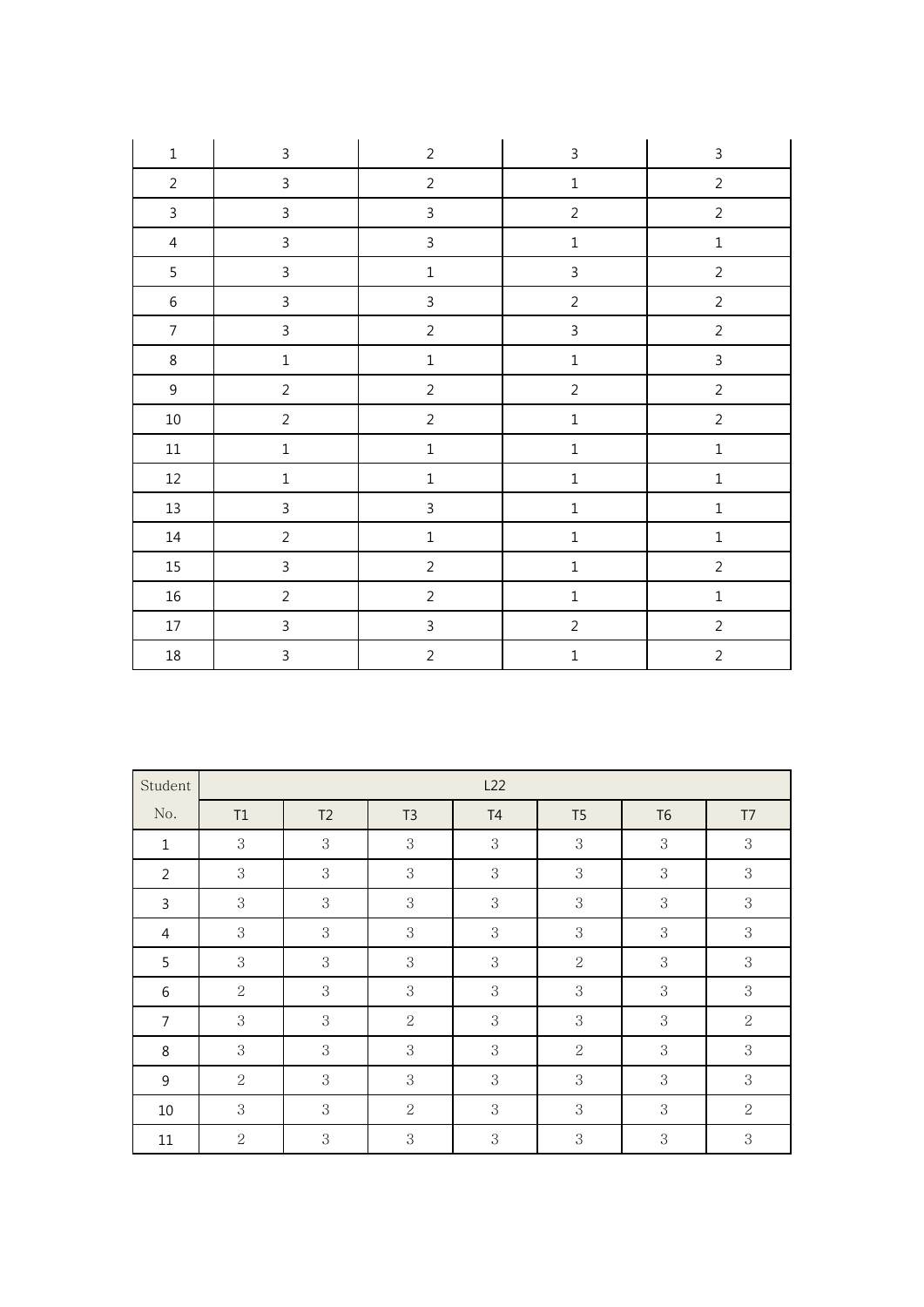| | | | | |
|---|---|---|---|---|
| 1 | 3 | 2 | 3 | 3 |
| 2 | 3 | 2 | 1 | 2 |
| 3 | 3 | 3 | 2 | 2 |
| 4 | 3 | 3 | 1 | 1 |
| 5 | 3 | 1 | 3 | 2 |
| 6 | 3 | 3 | 2 | 2 |
| 7 | 3 | 2 | 3 | 2 |
| 8 | 1 | 1 | 1 | 3 |
| 9 | 2 | 2 | 2 | 2 |
| 10 | 2 | 2 | 1 | 2 |
| 11 | 1 | 1 | 1 | 1 |
| 12 | 1 | 1 | 1 | 1 |
| 13 | 3 | 3 | 1 | 1 |
| 14 | 2 | 1 | 1 | 1 |
| 15 | 3 | 2 | 1 | 2 |
| 16 | 2 | 2 | 1 | 1 |
| 17 | 3 | 3 | 2 | 2 |
| 18 | 3 | 2 | 1 | 2 |

| Student No. | L22 | | | | | | |
|---|---|---|---|---|---|---|---|
| | T1 | T2 | T3 | T4 | T5 | T6 | T7 |
| 1 | 3 | 3 | 3 | 3 | 3 | 3 | 3 |
| 2 | 3 | 3 | 3 | 3 | 3 | 3 | 3 |
| 3 | 3 | 3 | 3 | 3 | 3 | 3 | 3 |
| 4 | 3 | 3 | 3 | 3 | 3 | 3 | 3 |
| 5 | 3 | 3 | 3 | 3 | 2 | 3 | 3 |
| 6 | 2 | 3 | 3 | 3 | 3 | 3 | 3 |
| 7 | 3 | 3 | 2 | 3 | 3 | 3 | 2 |
| 8 | 3 | 3 | 3 | 3 | 2 | 3 | 3 |
| 9 | 2 | 3 | 3 | 3 | 3 | 3 | 3 |
| 10 | 3 | 3 | 2 | 3 | 3 | 3 | 2 |
| 11 | 2 | 3 | 3 | 3 | 3 | 3 | 3 |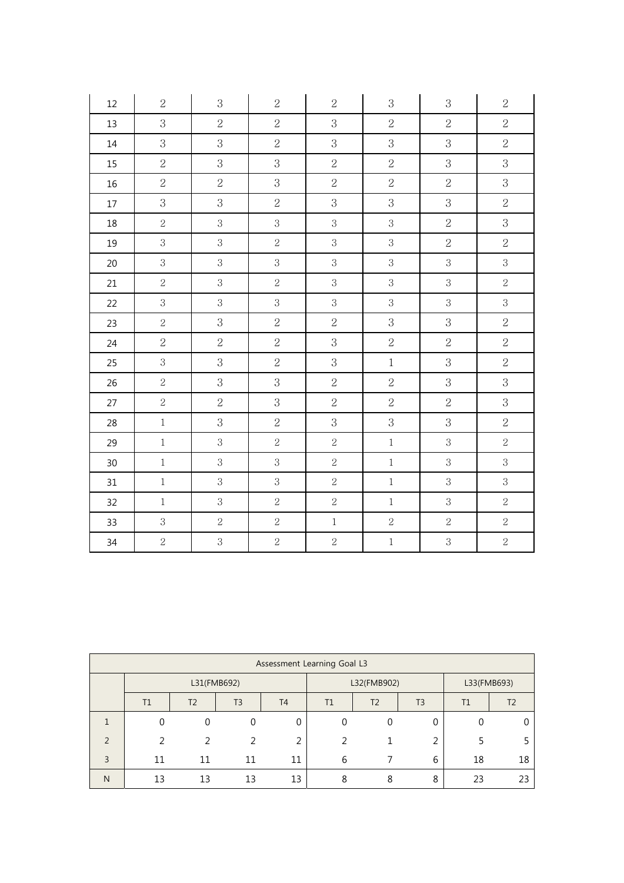| | | | | | | | |
|---|---|---|---|---|---|---|---|
| 12 | 2 | 3 | 2 | 2 | 3 | 3 | 2 |
| 13 | 3 | 2 | 2 | 3 | 2 | 2 | 2 |
| 14 | 3 | 3 | 2 | 3 | 3 | 3 | 2 |
| 15 | 2 | 3 | 3 | 2 | 2 | 3 | 3 |
| 16 | 2 | 2 | 3 | 2 | 2 | 2 | 3 |
| 17 | 3 | 3 | 2 | 3 | 3 | 3 | 2 |
| 18 | 2 | 3 | 3 | 3 | 3 | 2 | 3 |
| 19 | 3 | 3 | 2 | 3 | 3 | 2 | 2 |
| 20 | 3 | 3 | 3 | 3 | 3 | 3 | 3 |
| 21 | 2 | 3 | 2 | 3 | 3 | 3 | 2 |
| 22 | 3 | 3 | 3 | 3 | 3 | 3 | 3 |
| 23 | 2 | 3 | 2 | 2 | 3 | 3 | 2 |
| 24 | 2 | 2 | 2 | 3 | 2 | 2 | 2 |
| 25 | 3 | 3 | 2 | 3 | 1 | 3 | 2 |
| 26 | 2 | 3 | 3 | 2 | 2 | 3 | 3 |
| 27 | 2 | 2 | 3 | 2 | 2 | 2 | 3 |
| 28 | 1 | 3 | 2 | 3 | 3 | 3 | 2 |
| 29 | 1 | 3 | 2 | 2 | 1 | 3 | 2 |
| 30 | 1 | 3 | 3 | 2 | 1 | 3 | 3 |
| 31 | 1 | 3 | 3 | 2 | 1 | 3 | 3 |
| 32 | 1 | 3 | 2 | 2 | 1 | 3 | 2 |
| 33 | 3 | 2 | 2 | 1 | 2 | 2 | 2 |
| 34 | 2 | 3 | 2 | 2 | 1 | 3 | 2 |

| Assessment Learning Goal L3 | | | | | | | | | |
|---|---|---|---|---|---|---|---|---|---|
| | L31(FMB692) | | | | L32(FMB902) | | | L33(FMB693) | |
| | T1 | T2 | T3 | T4 | T1 | T2 | T3 | T1 | T2 |
| 1 | 0 | 0 | 0 | 0 | 0 | 0 | 0 | 0 | 0 |
| 2 | 2 | 2 | 2 | 2 | 2 | 1 | 2 | 5 | 5 |
| 3 | 11 | 11 | 11 | 11 | 6 | 7 | 6 | 18 | 18 |
| N | 13 | 13 | 13 | 13 | 8 | 8 | 8 | 23 | 23 |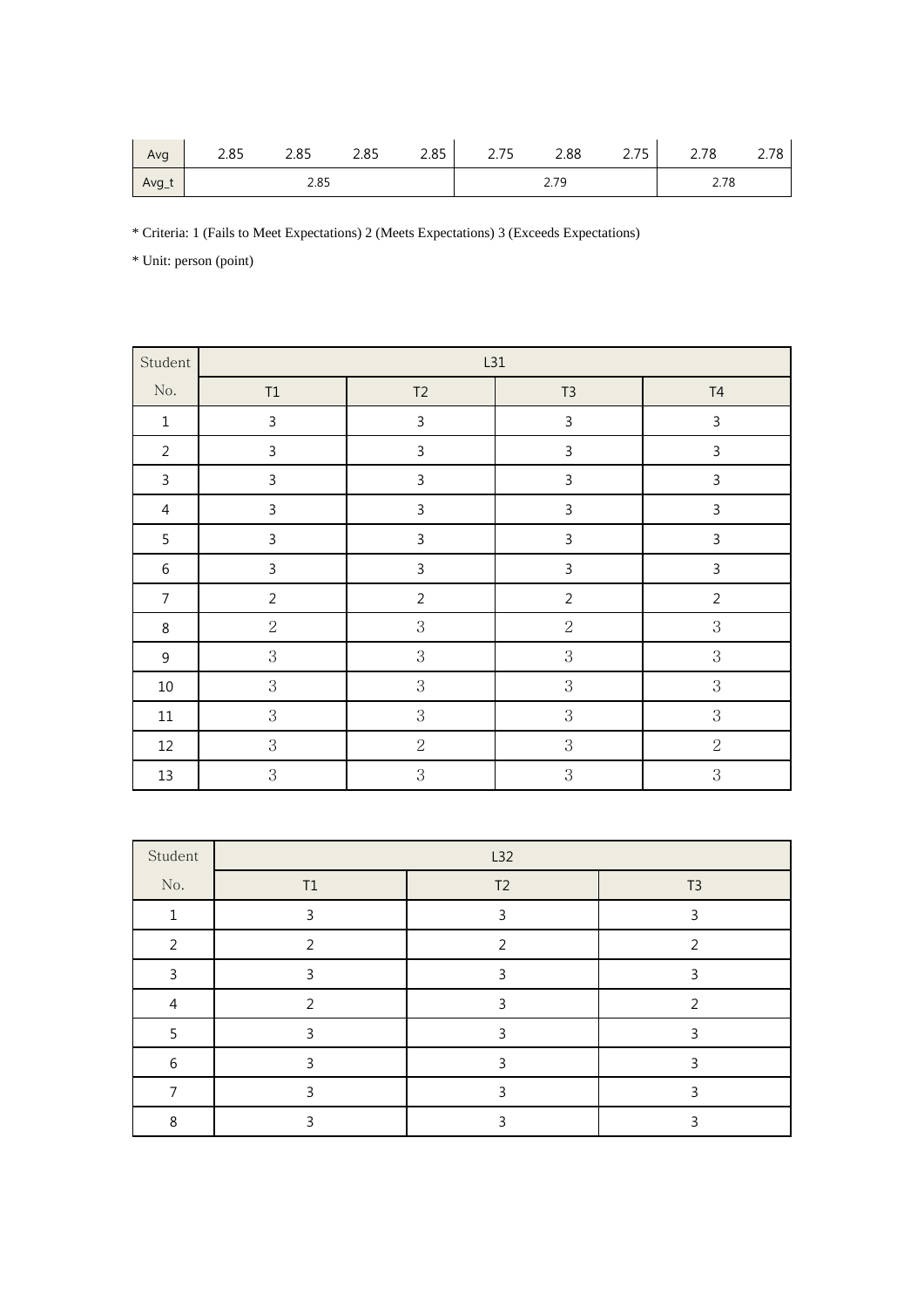| Avg | 2.85 | 2.85 | 2.85 | 2.85 | 2.75 | 2.88 | 2.75 | 2.78 | 2.78 |
|---|---|---|---|---|---|---|---|---|---|
| Avg_t | 2.85 | | | | 2.79 | | | 2.78 | |

* Criteria: 1 (Fails to Meet Expectations) 2 (Meets Expectations) 3 (Exceeds Expectations)

* Unit: person (point)

| Student No. | L31 | | | |
|---|---|---|---|---|
| | T1 | T2 | T3 | T4 |
| 1 | 3 | 3 | 3 | 3 |
| 2 | 3 | 3 | 3 | 3 |
| 3 | 3 | 3 | 3 | 3 |
| 4 | 3 | 3 | 3 | 3 |
| 5 | 3 | 3 | 3 | 3 |
| 6 | 3 | 3 | 3 | 3 |
| 7 | 2 | 2 | 2 | 2 |
| 8 | 2 | 3 | 2 | 3 |
| 9 | 3 | 3 | 3 | 3 |
| 10 | 3 | 3 | 3 | 3 |
| 11 | 3 | 3 | 3 | 3 |
| 12 | 3 | 2 | 3 | 2 |
| 13 | 3 | 3 | 3 | 3 |

| Student No. | L32 | | |
|---|---|---|---|
| | T1 | T2 | T3 |
| 1 | 3 | 3 | 3 |
| 2 | 2 | 2 | 2 |
| 3 | 3 | 3 | 3 |
| 4 | 2 | 3 | 2 |
| 5 | 3 | 3 | 3 |
| 6 | 3 | 3 | 3 |
| 7 | 3 | 3 | 3 |
| 8 | 3 | 3 | 3 |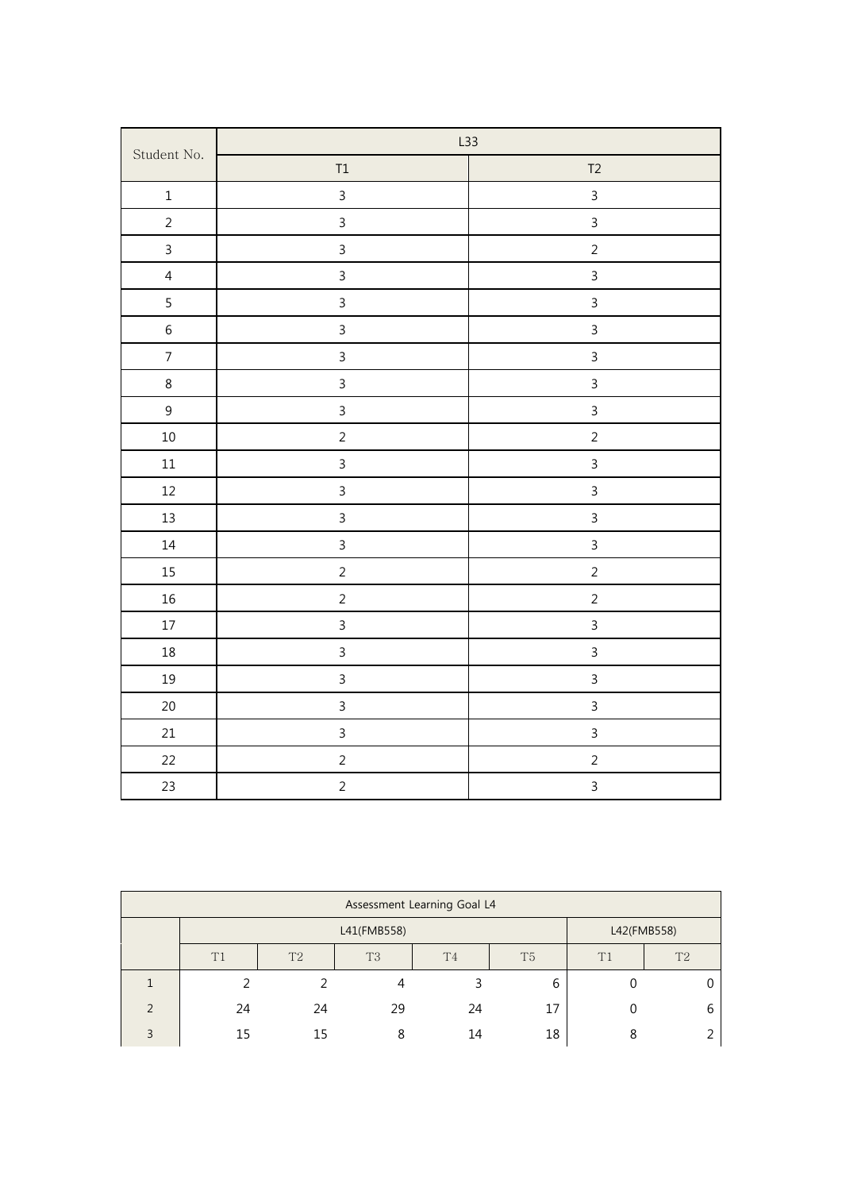| Student No. | L33 | |
|---|---|---|
| | T1 | T2 |
| 1 | 3 | 3 |
| 2 | 3 | 3 |
| 3 | 3 | 2 |
| 4 | 3 | 3 |
| 5 | 3 | 3 |
| 6 | 3 | 3 |
| 7 | 3 | 3 |
| 8 | 3 | 3 |
| 9 | 3 | 3 |
| 10 | 2 | 2 |
| 11 | 3 | 3 |
| 12 | 3 | 3 |
| 13 | 3 | 3 |
| 14 | 3 | 3 |
| 15 | 2 | 2 |
| 16 | 2 | 2 |
| 17 | 3 | 3 |
| 18 | 3 | 3 |
| 19 | 3 | 3 |
| 20 | 3 | 3 |
| 21 | 3 | 3 |
| 22 | 2 | 2 |
| 23 | 2 | 3 |

| Assessment Learning Goal L4 | | | | | | | |
|---|---|---|---|---|---|---|---|
| | L41(FMB558) | | | | | L42(FMB558) | |
| | T1 | T2 | T3 | T4 | T5 | T1 | T2 |
| 1 | 2 | 2 | 4 | 3 | 6 | 0 | 0 |
| 2 | 24 | 24 | 29 | 24 | 17 | 0 | 6 |
| 3 | 15 | 15 | 8 | 14 | 18 | 8 | 2 |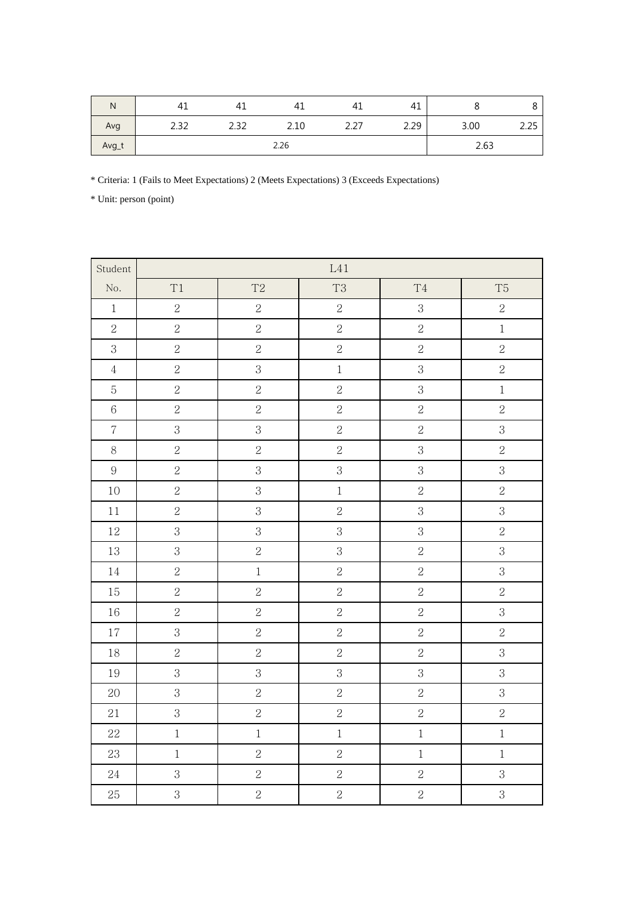| N | 41 | 41 | 41 | 41 | 41 | 8 | 8 |
|---|---|---|---|---|---|---|---|
| Avg | 2.32 | 2.32 | 2.10 | 2.27 | 2.29 | 3.00 | 2.25 |
| Avg_t | 2.26 | | | | | 2.63 | |

* Criteria: 1 (Fails to Meet Expectations) 2 (Meets Expectations) 3 (Exceeds Expectations)

* Unit: person (point)

| Student | L41 | | | | |
|---|---|---|---|---|---|
| No. | T1 | T2 | T3 | T4 | T5 |
| 1 | 2 | 2 | 2 | 3 | 2 |
| 2 | 2 | 2 | 2 | 2 | 1 |
| 3 | 2 | 2 | 2 | 2 | 2 |
| 4 | 2 | 3 | 1 | 3 | 2 |
| 5 | 2 | 2 | 2 | 3 | 1 |
| 6 | 2 | 2 | 2 | 2 | 2 |
| 7 | 3 | 3 | 2 | 2 | 3 |
| 8 | 2 | 2 | 2 | 3 | 2 |
| 9 | 2 | 3 | 3 | 3 | 3 |
| 10 | 2 | 3 | 1 | 2 | 2 |
| 11 | 2 | 3 | 2 | 3 | 3 |
| 12 | 3 | 3 | 3 | 3 | 2 |
| 13 | 3 | 2 | 3 | 2 | 3 |
| 14 | 2 | 1 | 2 | 2 | 3 |
| 15 | 2 | 2 | 2 | 2 | 2 |
| 16 | 2 | 2 | 2 | 2 | 3 |
| 17 | 3 | 2 | 2 | 2 | 2 |
| 18 | 2 | 2 | 2 | 2 | 3 |
| 19 | 3 | 3 | 3 | 3 | 3 |
| 20 | 3 | 2 | 2 | 2 | 3 |
| 21 | 3 | 2 | 2 | 2 | 2 |
| 22 | 1 | 1 | 1 | 1 | 1 |
| 23 | 1 | 2 | 2 | 1 | 1 |
| 24 | 3 | 2 | 2 | 2 | 3 |
| 25 | 3 | 2 | 2 | 2 | 3 |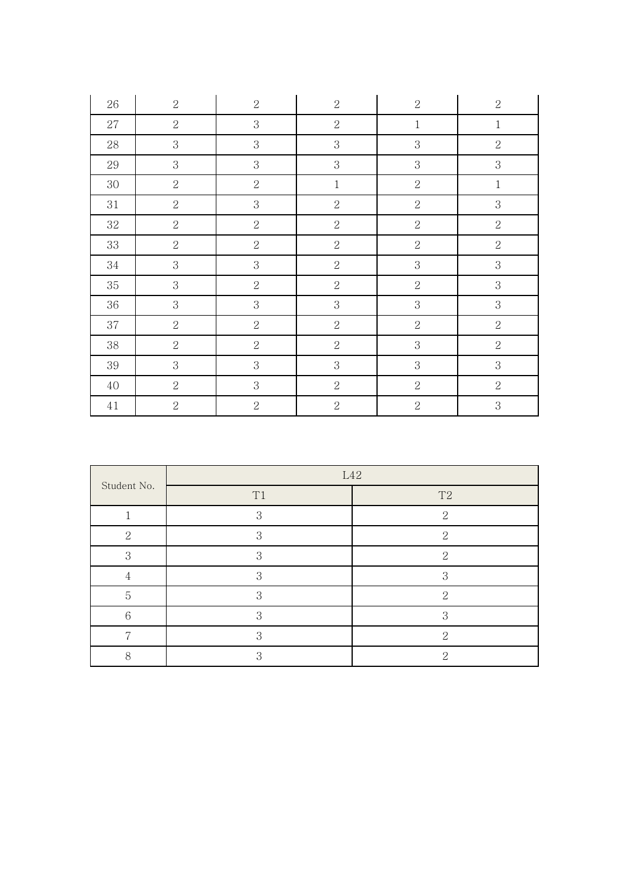| | | | | | |
|---|---|---|---|---|---|
| 26 | 2 | 2 | 2 | 2 | 2 |
| 27 | 2 | 3 | 2 | 1 | 1 |
| 28 | 3 | 3 | 3 | 3 | 2 |
| 29 | 3 | 3 | 3 | 3 | 3 |
| 30 | 2 | 2 | 1 | 2 | 1 |
| 31 | 2 | 3 | 2 | 2 | 3 |
| 32 | 2 | 2 | 2 | 2 | 2 |
| 33 | 2 | 2 | 2 | 2 | 2 |
| 34 | 3 | 3 | 2 | 3 | 3 |
| 35 | 3 | 2 | 2 | 2 | 3 |
| 36 | 3 | 3 | 3 | 3 | 3 |
| 37 | 2 | 2 | 2 | 2 | 2 |
| 38 | 2 | 2 | 2 | 3 | 2 |
| 39 | 3 | 3 | 3 | 3 | 3 |
| 40 | 2 | 3 | 2 | 2 | 2 |
| 41 | 2 | 2 | 2 | 2 | 3 |

| Student No. | L42 | |
|---|---|---|
| | T1 | T2 |
| 1 | 3 | 2 |
| 2 | 3 | 2 |
| 3 | 3 | 2 |
| 4 | 3 | 3 |
| 5 | 3 | 2 |
| 6 | 3 | 3 |
| 7 | 3 | 2 |
| 8 | 3 | 2 |